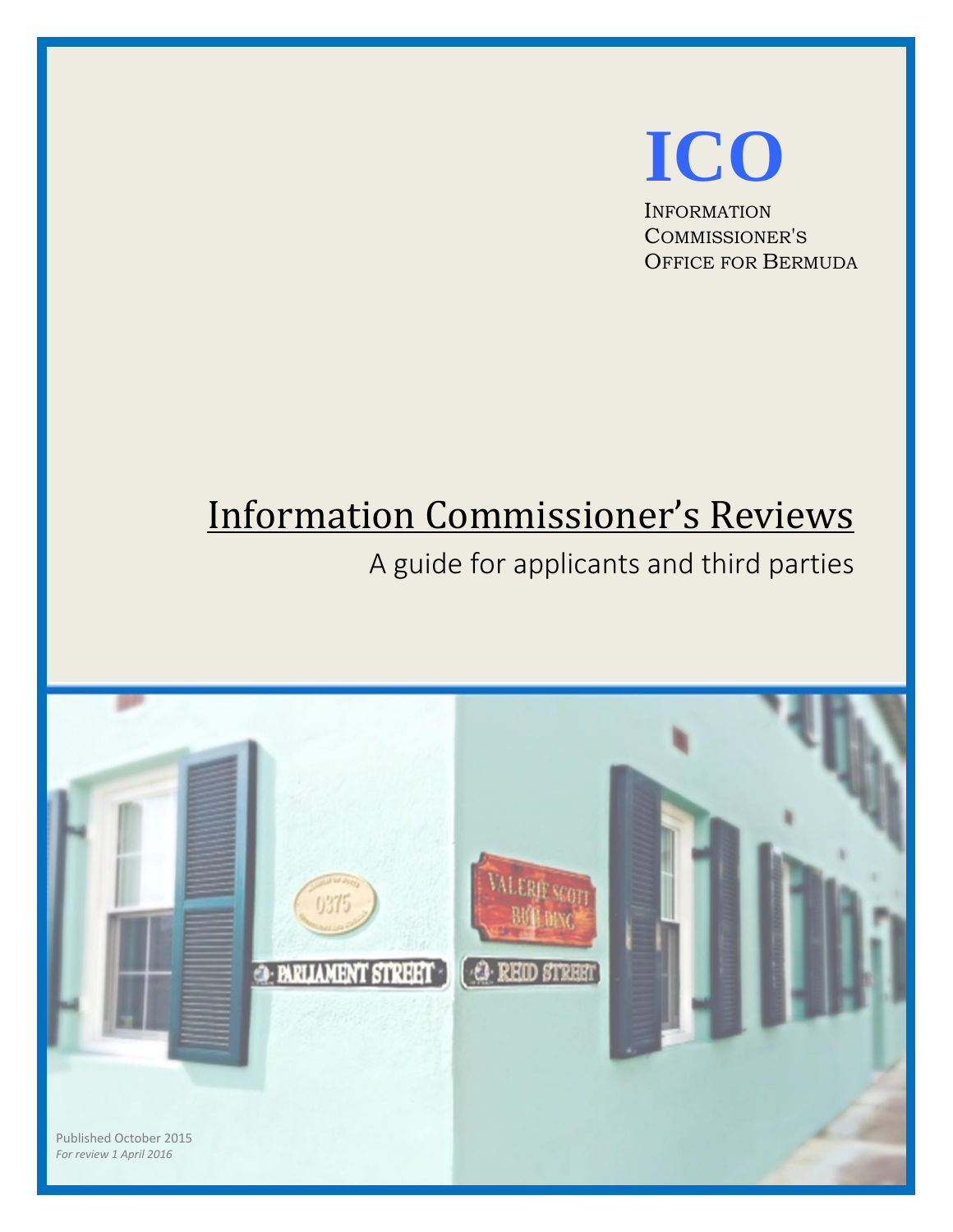# ICO

INFORMATION
COMMISSIONER'S
OFFICE FOR BERMUDA

# Information Commissioner's Reviews

## A guide for applicants and third parties

Published October 2015

*For review 1 April 2016*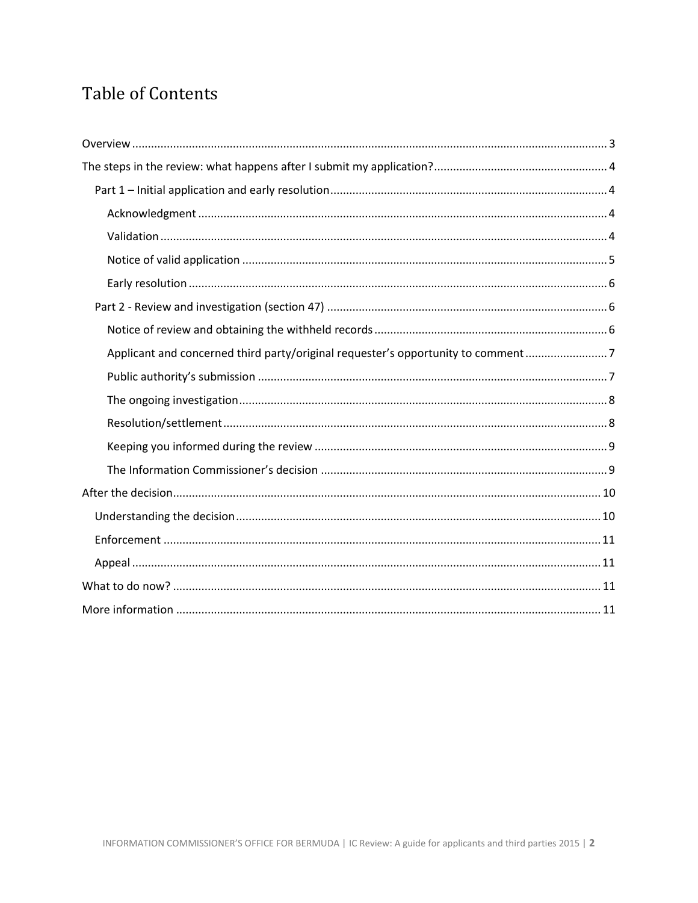# Table of Contents

Overview ..... 3

The steps in the review: what happens after I submit my application? ..... 4

- Part 1 – Initial application and early resolution ..... 4
  - Acknowledgment ..... 4
  - Validation ..... 4
  - Notice of valid application ..... 5
  - Early resolution ..... 6
- Part 2 - Review and investigation (section 47) ..... 6
  - Notice of review and obtaining the withheld records ..... 6
  - Applicant and concerned third party/original requester's opportunity to comment ..... 7
  - Public authority's submission ..... 7
  - The ongoing investigation ..... 8
  - Resolution/settlement ..... 8
  - Keeping you informed during the review ..... 9
  - The Information Commissioner's decision ..... 9

After the decision ..... 10

- Understanding the decision ..... 10
- Enforcement ..... 11
- Appeal ..... 11

What to do now? ..... 11

More information ..... 11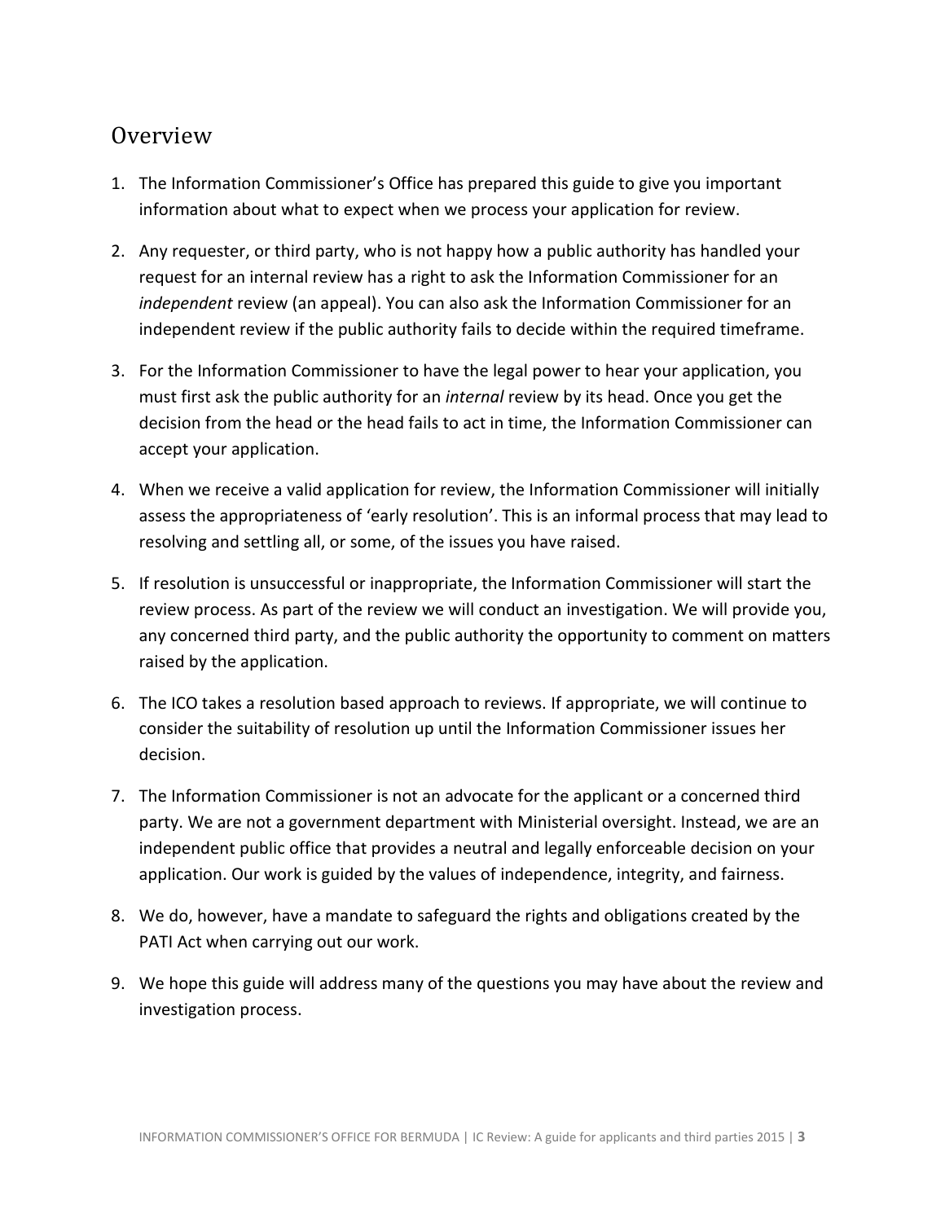## Overview

1. The Information Commissioner's Office has prepared this guide to give you important information about what to expect when we process your application for review.

2. Any requester, or third party, who is not happy how a public authority has handled your request for an internal review has a right to ask the Information Commissioner for an *independent* review (an appeal). You can also ask the Information Commissioner for an independent review if the public authority fails to decide within the required timeframe.

3. For the Information Commissioner to have the legal power to hear your application, you must first ask the public authority for an *internal* review by its head. Once you get the decision from the head or the head fails to act in time, the Information Commissioner can accept your application.

4. When we receive a valid application for review, the Information Commissioner will initially assess the appropriateness of 'early resolution'. This is an informal process that may lead to resolving and settling all, or some, of the issues you have raised.

5. If resolution is unsuccessful or inappropriate, the Information Commissioner will start the review process. As part of the review we will conduct an investigation. We will provide you, any concerned third party, and the public authority the opportunity to comment on matters raised by the application.

6. The ICO takes a resolution based approach to reviews. If appropriate, we will continue to consider the suitability of resolution up until the Information Commissioner issues her decision.

7. The Information Commissioner is not an advocate for the applicant or a concerned third party. We are not a government department with Ministerial oversight. Instead, we are an independent public office that provides a neutral and legally enforceable decision on your application. Our work is guided by the values of independence, integrity, and fairness.

8. We do, however, have a mandate to safeguard the rights and obligations created by the PATI Act when carrying out our work.

9. We hope this guide will address many of the questions you may have about the review and investigation process.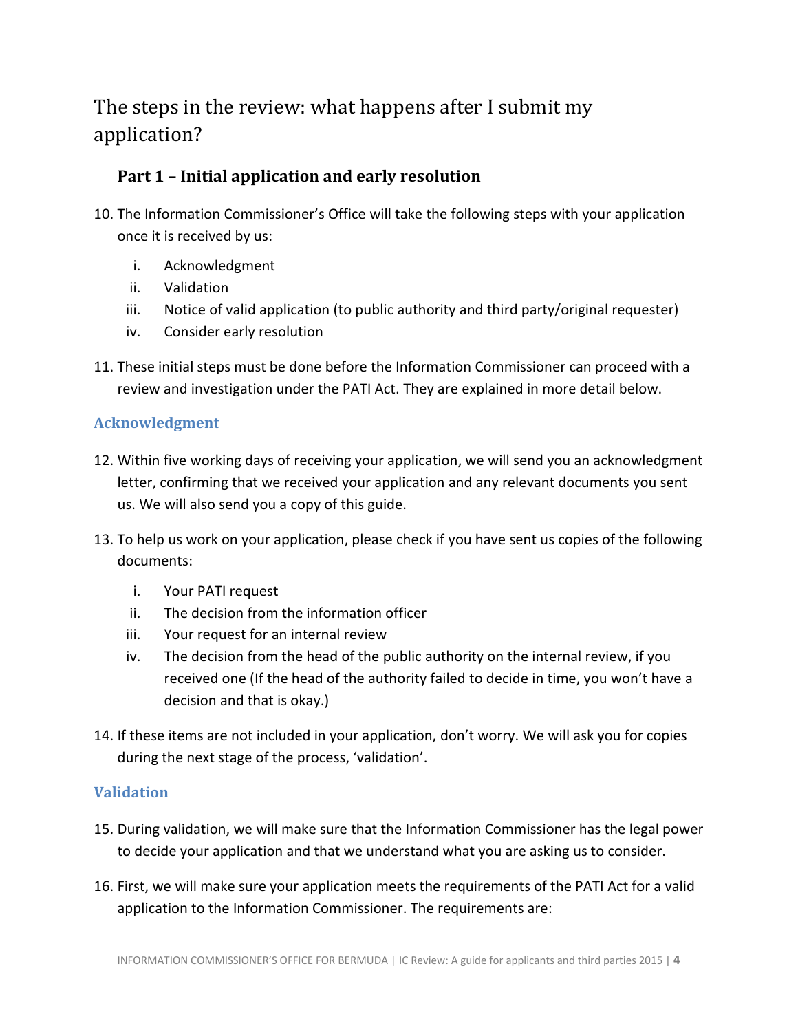# The steps in the review: what happens after I submit my application?

## Part 1 – Initial application and early resolution

10. The Information Commissioner's Office will take the following steps with your application once it is received by us:

    i. Acknowledgment
    ii. Validation
    iii. Notice of valid application (to public authority and third party/original requester)
    iv. Consider early resolution

11. These initial steps must be done before the Information Commissioner can proceed with a review and investigation under the PATI Act. They are explained in more detail below.

### Acknowledgment

12. Within five working days of receiving your application, we will send you an acknowledgment letter, confirming that we received your application and any relevant documents you sent us. We will also send you a copy of this guide.

13. To help us work on your application, please check if you have sent us copies of the following documents:

    i. Your PATI request
    ii. The decision from the information officer
    iii. Your request for an internal review
    iv. The decision from the head of the public authority on the internal review, if you received one (If the head of the authority failed to decide in time, you won't have a decision and that is okay.)

14. If these items are not included in your application, don't worry. We will ask you for copies during the next stage of the process, 'validation'.

### Validation

15. During validation, we will make sure that the Information Commissioner has the legal power to decide your application and that we understand what you are asking us to consider.

16. First, we will make sure your application meets the requirements of the PATI Act for a valid application to the Information Commissioner. The requirements are: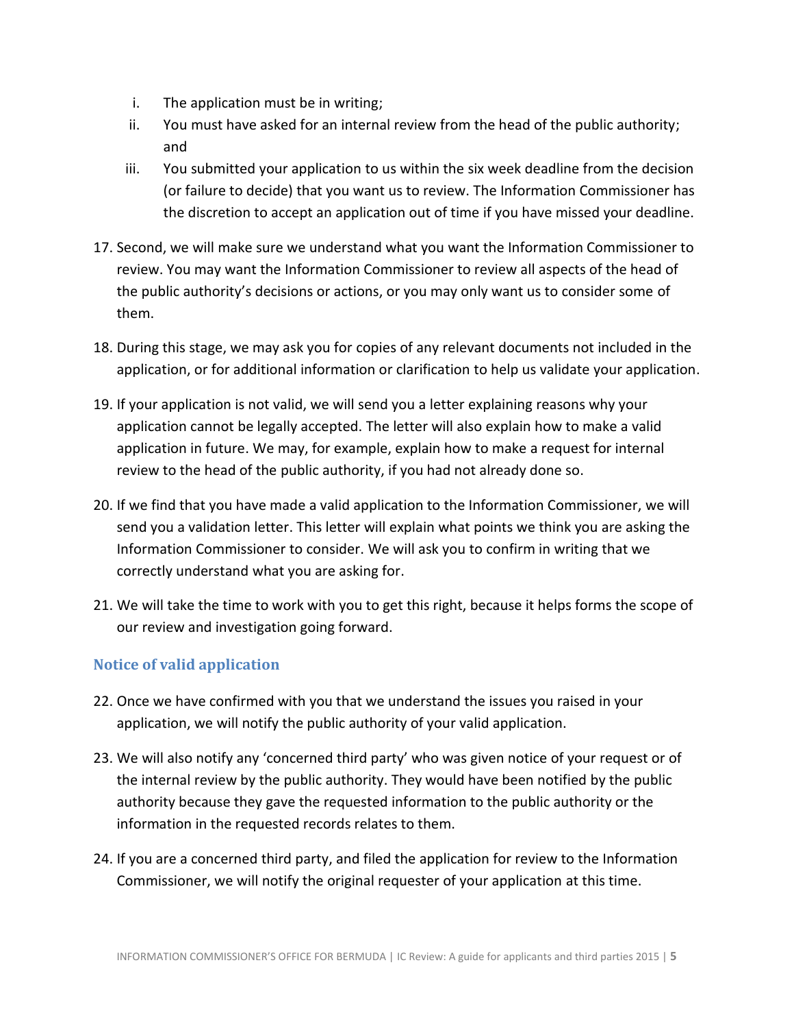i. The application must be in writing;
ii. You must have asked for an internal review from the head of the public authority; and
iii. You submitted your application to us within the six week deadline from the decision (or failure to decide) that you want us to review. The Information Commissioner has the discretion to accept an application out of time if you have missed your deadline.

17. Second, we will make sure we understand what you want the Information Commissioner to review. You may want the Information Commissioner to review all aspects of the head of the public authority's decisions or actions, or you may only want us to consider some of them.

18. During this stage, we may ask you for copies of any relevant documents not included in the application, or for additional information or clarification to help us validate your application.

19. If your application is not valid, we will send you a letter explaining reasons why your application cannot be legally accepted. The letter will also explain how to make a valid application in future. We may, for example, explain how to make a request for internal review to the head of the public authority, if you had not already done so.

20. If we find that you have made a valid application to the Information Commissioner, we will send you a validation letter. This letter will explain what points we think you are asking the Information Commissioner to consider. We will ask you to confirm in writing that we correctly understand what you are asking for.

21. We will take the time to work with you to get this right, because it helps forms the scope of our review and investigation going forward.

### Notice of valid application

22. Once we have confirmed with you that we understand the issues you raised in your application, we will notify the public authority of your valid application.

23. We will also notify any 'concerned third party' who was given notice of your request or of the internal review by the public authority. They would have been notified by the public authority because they gave the requested information to the public authority or the information in the requested records relates to them.

24. If you are a concerned third party, and filed the application for review to the Information Commissioner, we will notify the original requester of your application at this time.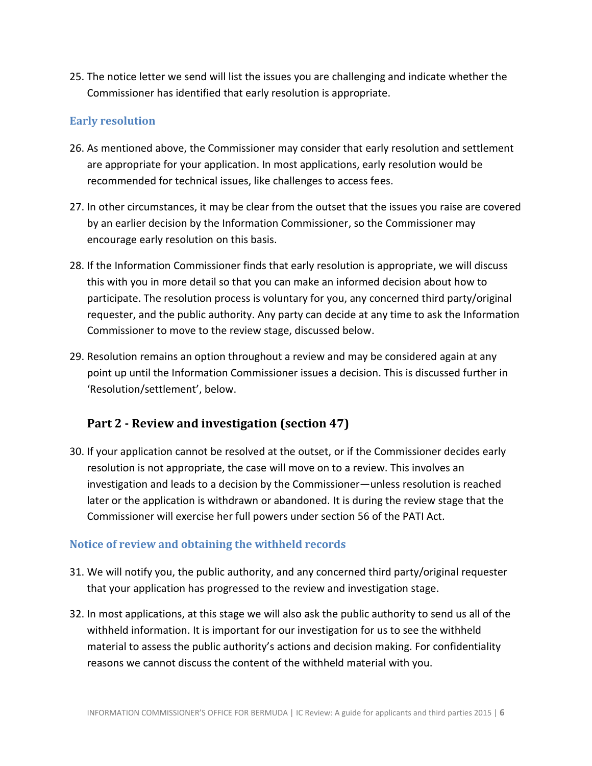25. The notice letter we send will list the issues you are challenging and indicate whether the Commissioner has identified that early resolution is appropriate.

### Early resolution

26. As mentioned above, the Commissioner may consider that early resolution and settlement are appropriate for your application. In most applications, early resolution would be recommended for technical issues, like challenges to access fees.

27. In other circumstances, it may be clear from the outset that the issues you raise are covered by an earlier decision by the Information Commissioner, so the Commissioner may encourage early resolution on this basis.

28. If the Information Commissioner finds that early resolution is appropriate, we will discuss this with you in more detail so that you can make an informed decision about how to participate. The resolution process is voluntary for you, any concerned third party/original requester, and the public authority. Any party can decide at any time to ask the Information Commissioner to move to the review stage, discussed below.

29. Resolution remains an option throughout a review and may be considered again at any point up until the Information Commissioner issues a decision. This is discussed further in 'Resolution/settlement', below.

## Part 2 - Review and investigation (section 47)

30. If your application cannot be resolved at the outset, or if the Commissioner decides early resolution is not appropriate, the case will move on to a review. This involves an investigation and leads to a decision by the Commissioner—unless resolution is reached later or the application is withdrawn or abandoned. It is during the review stage that the Commissioner will exercise her full powers under section 56 of the PATI Act.

### Notice of review and obtaining the withheld records

31. We will notify you, the public authority, and any concerned third party/original requester that your application has progressed to the review and investigation stage.

32. In most applications, at this stage we will also ask the public authority to send us all of the withheld information. It is important for our investigation for us to see the withheld material to assess the public authority's actions and decision making. For confidentiality reasons we cannot discuss the content of the withheld material with you.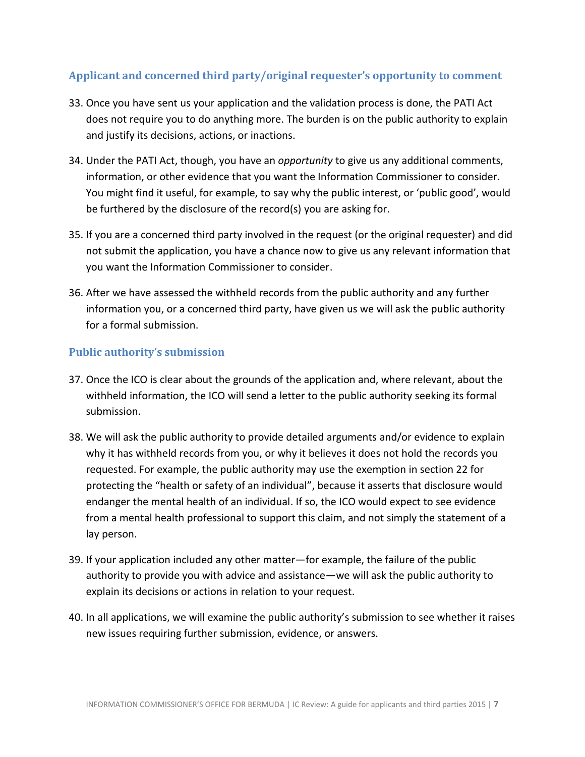## Applicant and concerned third party/original requester's opportunity to comment

33. Once you have sent us your application and the validation process is done, the PATI Act does not require you to do anything more. The burden is on the public authority to explain and justify its decisions, actions, or inactions.

34. Under the PATI Act, though, you have an *opportunity* to give us any additional comments, information, or other evidence that you want the Information Commissioner to consider. You might find it useful, for example, to say why the public interest, or 'public good', would be furthered by the disclosure of the record(s) you are asking for.

35. If you are a concerned third party involved in the request (or the original requester) and did not submit the application, you have a chance now to give us any relevant information that you want the Information Commissioner to consider.

36. After we have assessed the withheld records from the public authority and any further information you, or a concerned third party, have given us we will ask the public authority for a formal submission.

## Public authority's submission

37. Once the ICO is clear about the grounds of the application and, where relevant, about the withheld information, the ICO will send a letter to the public authority seeking its formal submission.

38. We will ask the public authority to provide detailed arguments and/or evidence to explain why it has withheld records from you, or why it believes it does not hold the records you requested. For example, the public authority may use the exemption in section 22 for protecting the "health or safety of an individual", because it asserts that disclosure would endanger the mental health of an individual. If so, the ICO would expect to see evidence from a mental health professional to support this claim, and not simply the statement of a lay person.

39. If your application included any other matter—for example, the failure of the public authority to provide you with advice and assistance—we will ask the public authority to explain its decisions or actions in relation to your request.

40. In all applications, we will examine the public authority's submission to see whether it raises new issues requiring further submission, evidence, or answers.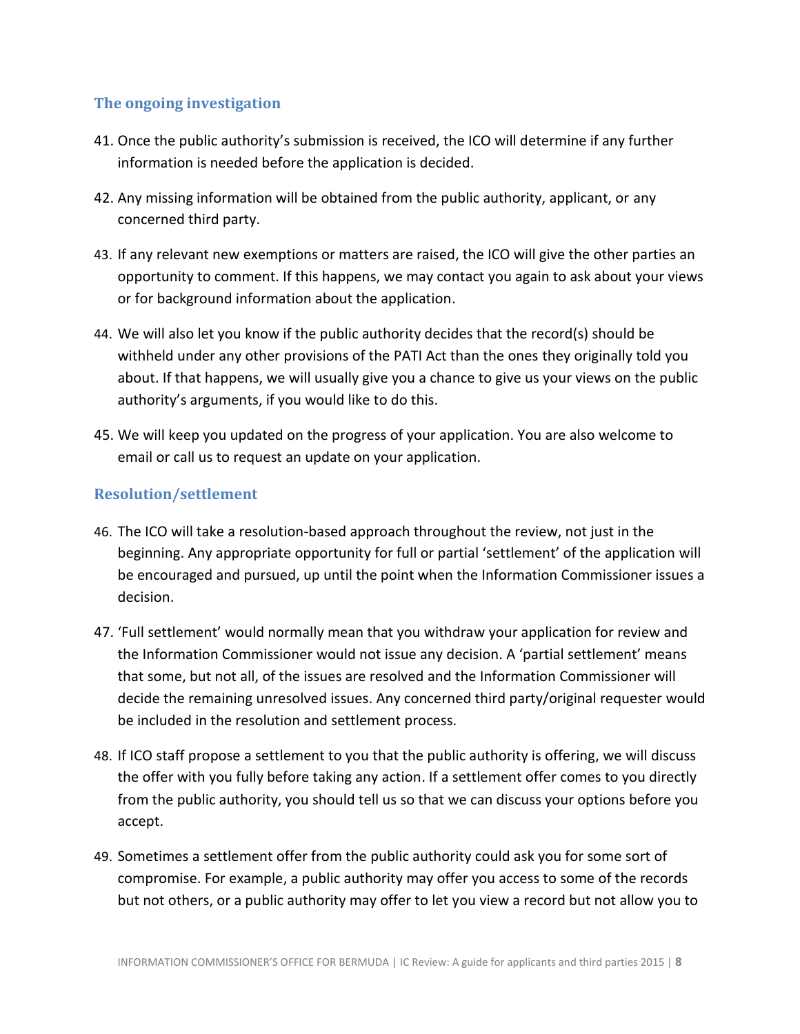## The ongoing investigation

41. Once the public authority's submission is received, the ICO will determine if any further information is needed before the application is decided.

42. Any missing information will be obtained from the public authority, applicant, or any concerned third party.

43. If any relevant new exemptions or matters are raised, the ICO will give the other parties an opportunity to comment. If this happens, we may contact you again to ask about your views or for background information about the application.

44. We will also let you know if the public authority decides that the record(s) should be withheld under any other provisions of the PATI Act than the ones they originally told you about. If that happens, we will usually give you a chance to give us your views on the public authority's arguments, if you would like to do this.

45. We will keep you updated on the progress of your application. You are also welcome to email or call us to request an update on your application.

## Resolution/settlement

46. The ICO will take a resolution-based approach throughout the review, not just in the beginning. Any appropriate opportunity for full or partial 'settlement' of the application will be encouraged and pursued, up until the point when the Information Commissioner issues a decision.

47. 'Full settlement' would normally mean that you withdraw your application for review and the Information Commissioner would not issue any decision. A 'partial settlement' means that some, but not all, of the issues are resolved and the Information Commissioner will decide the remaining unresolved issues. Any concerned third party/original requester would be included in the resolution and settlement process.

48. If ICO staff propose a settlement to you that the public authority is offering, we will discuss the offer with you fully before taking any action. If a settlement offer comes to you directly from the public authority, you should tell us so that we can discuss your options before you accept.

49. Sometimes a settlement offer from the public authority could ask you for some sort of compromise. For example, a public authority may offer you access to some of the records but not others, or a public authority may offer to let you view a record but not allow you to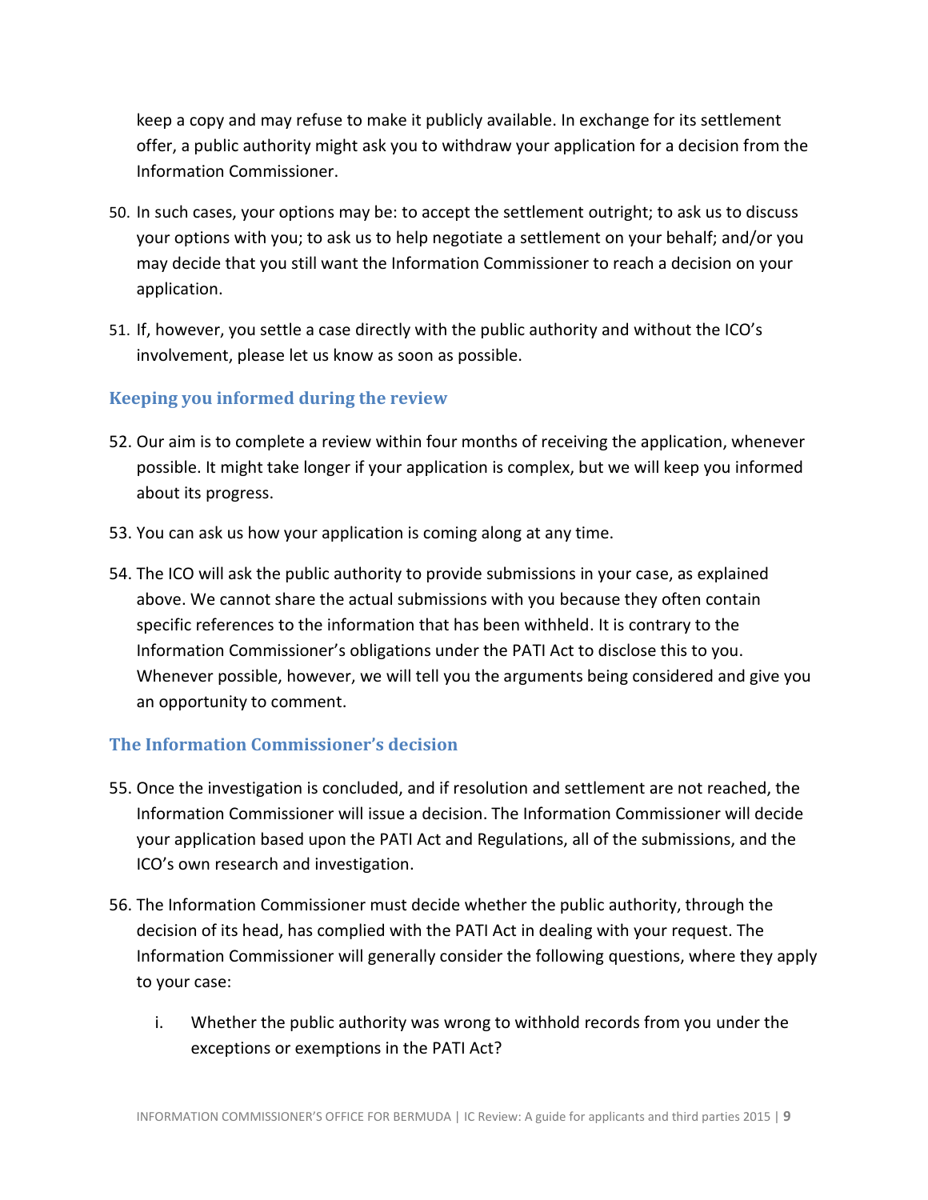keep a copy and may refuse to make it publicly available. In exchange for its settlement offer, a public authority might ask you to withdraw your application for a decision from the Information Commissioner.

50. In such cases, your options may be: to accept the settlement outright; to ask us to discuss your options with you; to ask us to help negotiate a settlement on your behalf; and/or you may decide that you still want the Information Commissioner to reach a decision on your application.

51. If, however, you settle a case directly with the public authority and without the ICO's involvement, please let us know as soon as possible.

### Keeping you informed during the review

52. Our aim is to complete a review within four months of receiving the application, whenever possible. It might take longer if your application is complex, but we will keep you informed about its progress.

53. You can ask us how your application is coming along at any time.

54. The ICO will ask the public authority to provide submissions in your case, as explained above. We cannot share the actual submissions with you because they often contain specific references to the information that has been withheld. It is contrary to the Information Commissioner's obligations under the PATI Act to disclose this to you. Whenever possible, however, we will tell you the arguments being considered and give you an opportunity to comment.

### The Information Commissioner's decision

55. Once the investigation is concluded, and if resolution and settlement are not reached, the Information Commissioner will issue a decision. The Information Commissioner will decide your application based upon the PATI Act and Regulations, all of the submissions, and the ICO's own research and investigation.

56. The Information Commissioner must decide whether the public authority, through the decision of its head, has complied with the PATI Act in dealing with your request. The Information Commissioner will generally consider the following questions, where they apply to your case:

    i. Whether the public authority was wrong to withhold records from you under the exceptions or exemptions in the PATI Act?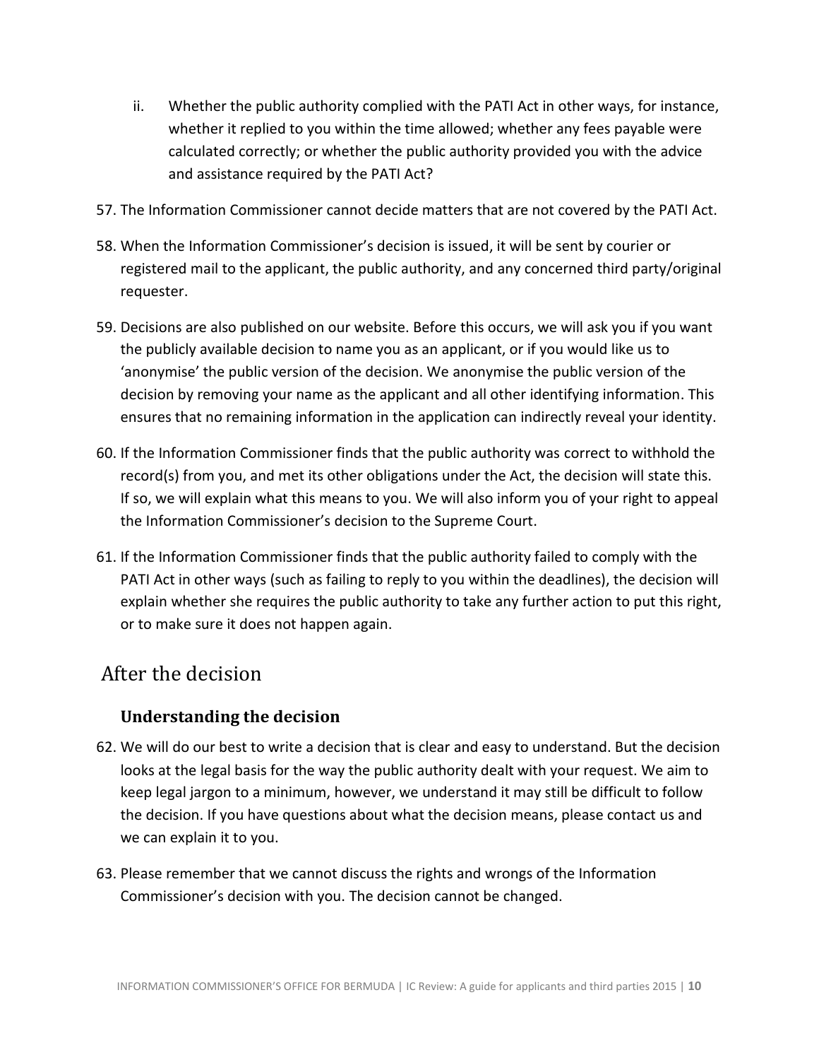ii. Whether the public authority complied with the PATI Act in other ways, for instance, whether it replied to you within the time allowed; whether any fees payable were calculated correctly; or whether the public authority provided you with the advice and assistance required by the PATI Act?

57. The Information Commissioner cannot decide matters that are not covered by the PATI Act.

58. When the Information Commissioner's decision is issued, it will be sent by courier or registered mail to the applicant, the public authority, and any concerned third party/original requester.

59. Decisions are also published on our website. Before this occurs, we will ask you if you want the publicly available decision to name you as an applicant, or if you would like us to 'anonymise' the public version of the decision. We anonymise the public version of the decision by removing your name as the applicant and all other identifying information. This ensures that no remaining information in the application can indirectly reveal your identity.

60. If the Information Commissioner finds that the public authority was correct to withhold the record(s) from you, and met its other obligations under the Act, the decision will state this. If so, we will explain what this means to you. We will also inform you of your right to appeal the Information Commissioner's decision to the Supreme Court.

61. If the Information Commissioner finds that the public authority failed to comply with the PATI Act in other ways (such as failing to reply to you within the deadlines), the decision will explain whether she requires the public authority to take any further action to put this right, or to make sure it does not happen again.

## After the decision

### Understanding the decision

62. We will do our best to write a decision that is clear and easy to understand. But the decision looks at the legal basis for the way the public authority dealt with your request. We aim to keep legal jargon to a minimum, however, we understand it may still be difficult to follow the decision. If you have questions about what the decision means, please contact us and we can explain it to you.

63. Please remember that we cannot discuss the rights and wrongs of the Information Commissioner's decision with you. The decision cannot be changed.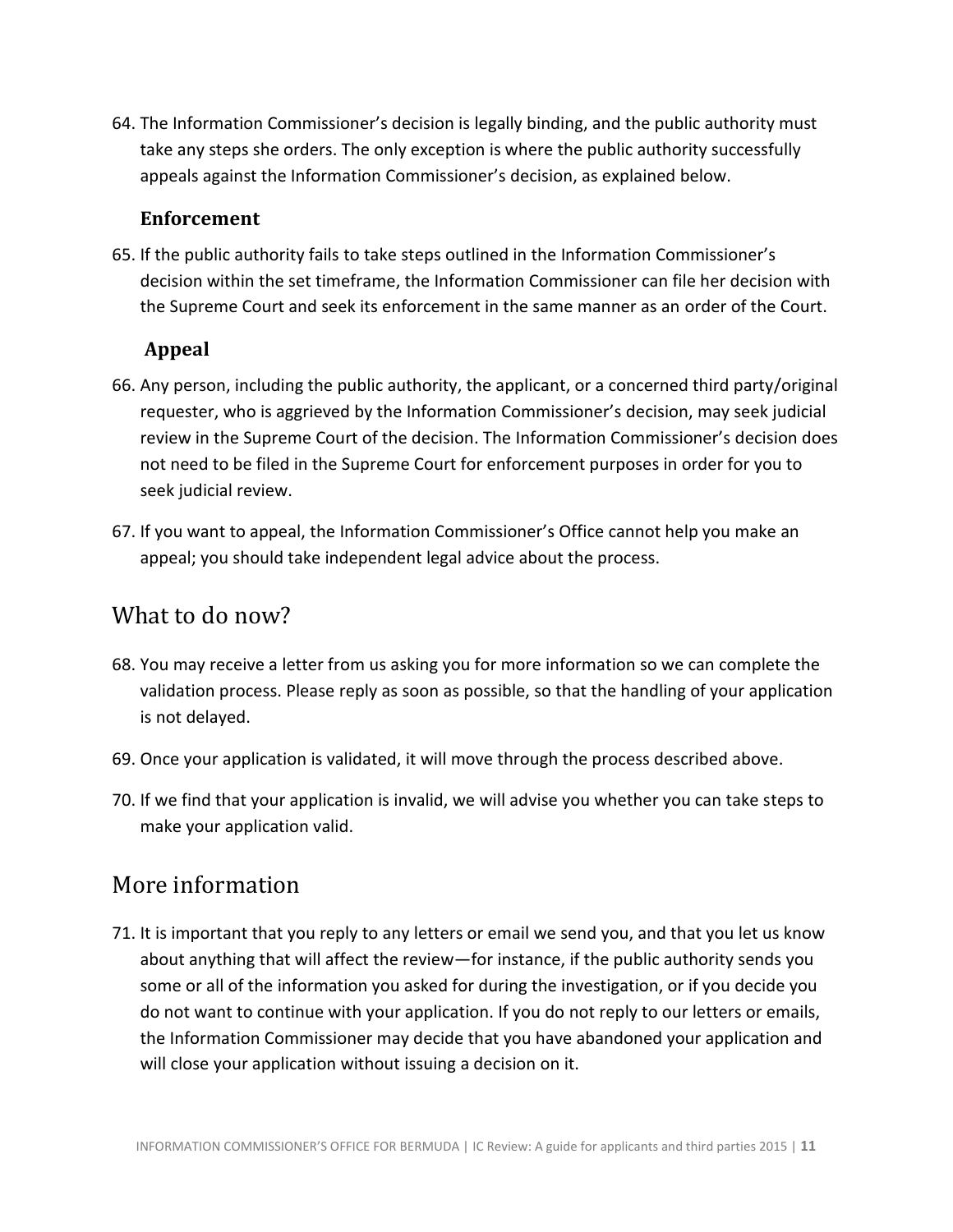64. The Information Commissioner's decision is legally binding, and the public authority must take any steps she orders. The only exception is where the public authority successfully appeals against the Information Commissioner's decision, as explained below.

### Enforcement

65. If the public authority fails to take steps outlined in the Information Commissioner's decision within the set timeframe, the Information Commissioner can file her decision with the Supreme Court and seek its enforcement in the same manner as an order of the Court.

### Appeal

66. Any person, including the public authority, the applicant, or a concerned third party/original requester, who is aggrieved by the Information Commissioner's decision, may seek judicial review in the Supreme Court of the decision. The Information Commissioner's decision does not need to be filed in the Supreme Court for enforcement purposes in order for you to seek judicial review.

67. If you want to appeal, the Information Commissioner's Office cannot help you make an appeal; you should take independent legal advice about the process.

## What to do now?

68. You may receive a letter from us asking you for more information so we can complete the validation process. Please reply as soon as possible, so that the handling of your application is not delayed.

69. Once your application is validated, it will move through the process described above.

70. If we find that your application is invalid, we will advise you whether you can take steps to make your application valid.

## More information

71. It is important that you reply to any letters or email we send you, and that you let us know about anything that will affect the review—for instance, if the public authority sends you some or all of the information you asked for during the investigation, or if you decide you do not want to continue with your application. If you do not reply to our letters or emails, the Information Commissioner may decide that you have abandoned your application and will close your application without issuing a decision on it.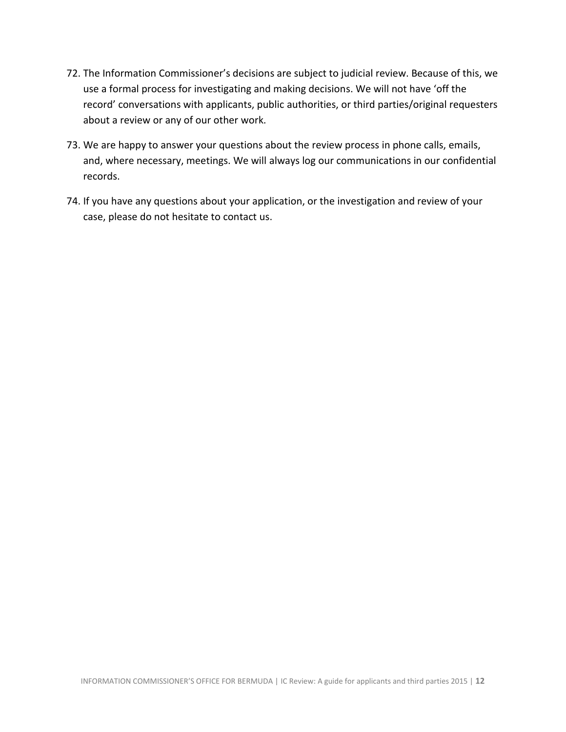72. The Information Commissioner's decisions are subject to judicial review. Because of this, we use a formal process for investigating and making decisions. We will not have 'off the record' conversations with applicants, public authorities, or third parties/original requesters about a review or any of our other work.

73. We are happy to answer your questions about the review process in phone calls, emails, and, where necessary, meetings. We will always log our communications in our confidential records.

74. If you have any questions about your application, or the investigation and review of your case, please do not hesitate to contact us.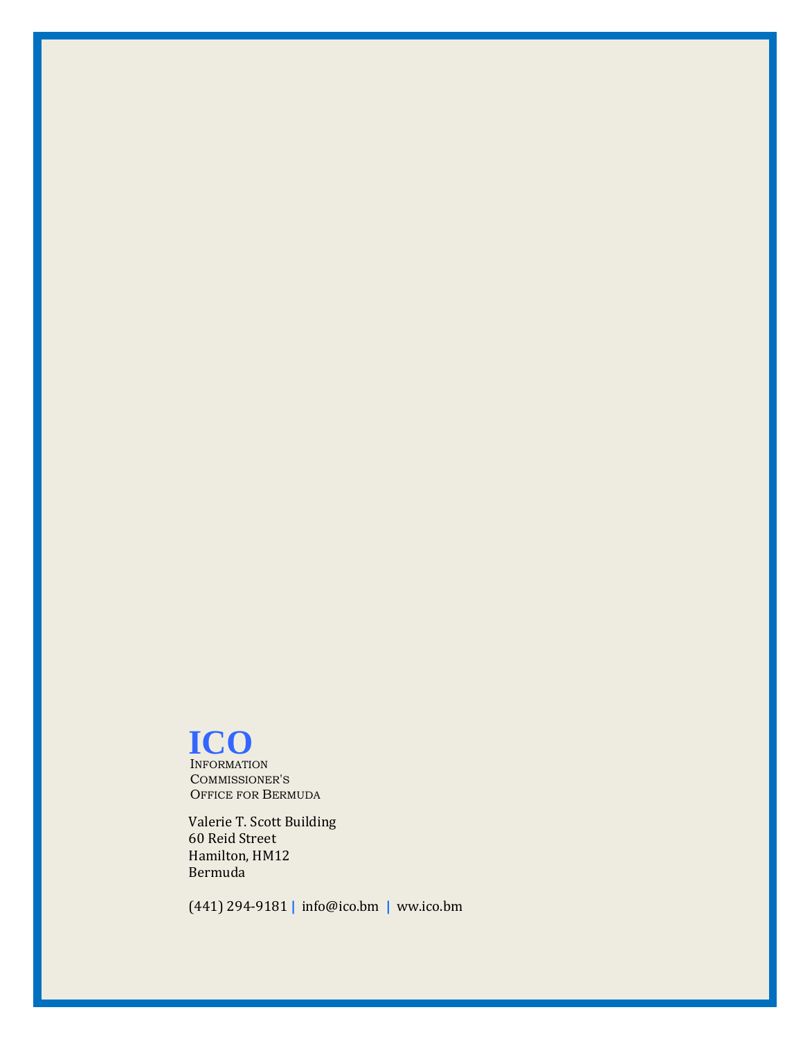**ICO**

Information
Commissioner's
Office for Bermuda

Valerie T. Scott Building
60 Reid Street
Hamilton, HM12
Bermuda

(441) 294-9181 | info@ico.bm | ww.ico.bm